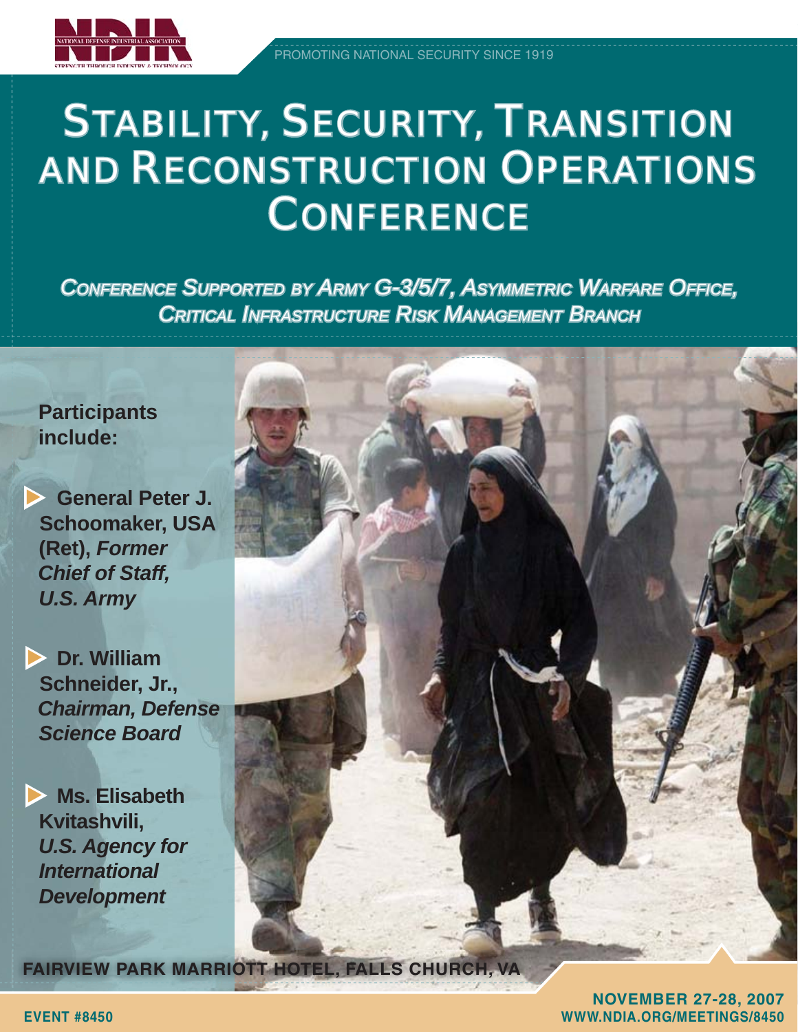NDIA — National Defense Industrial Association — Strength through Industry & Technology

PROMOTING NATIONAL SECURITY SINCE 1919

# Stability, Security, Transition and Reconstruction Operations Conference

***Conference Supported by Army G-3/5/7, Asymmetric Warfare Office, Critical Infrastructure Risk Management Branch***

**Participants include:**

- **General Peter J. Schoomaker, USA (Ret),** ***Former Chief of Staff, U.S. Army***
- **Dr. William Schneider, Jr.,** ***Chairman, Defense Science Board***
- **Ms. Elisabeth Kvitashvili,** ***U.S. Agency for International Development***

**FAIRVIEW PARK MARRIOTT HOTEL, FALLS CHURCH, VA**

**NOVEMBER 27-28, 2007**

**EVENT #8450**

**WWW.NDIA.ORG/MEETINGS/8450**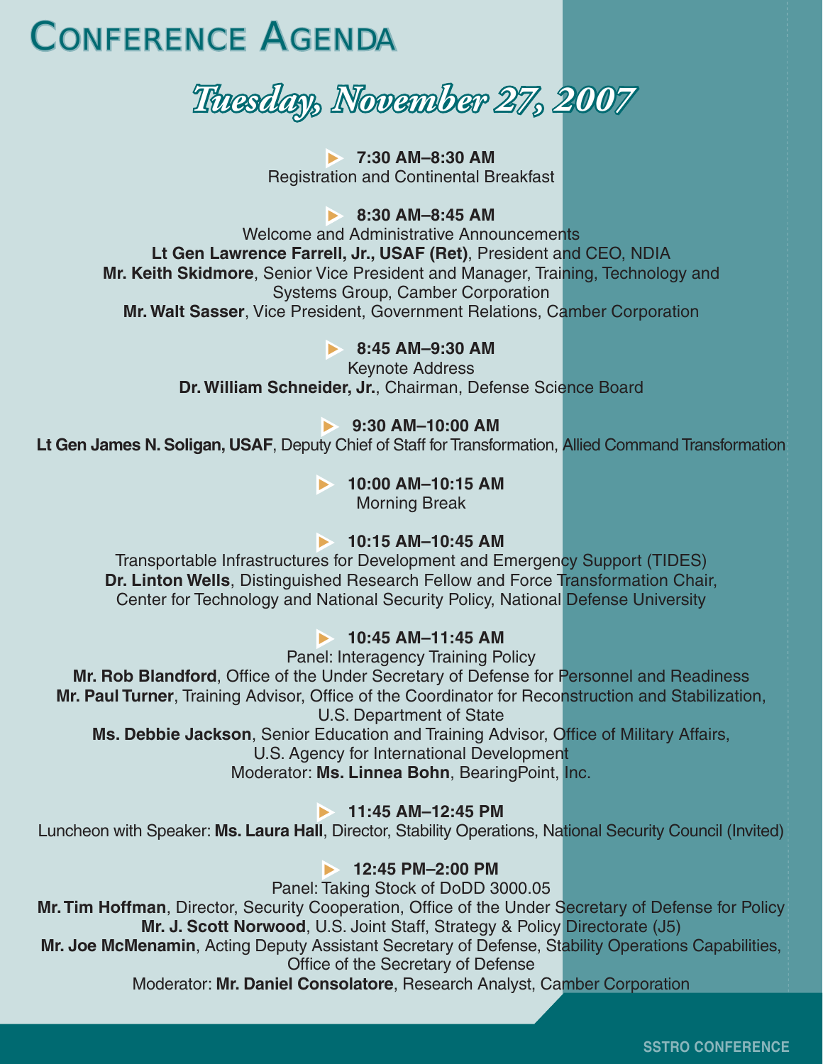# Conference Agenda

## *Tuesday, November 27, 2007*

**7:30 AM–8:30 AM**
Registration and Continental Breakfast

**8:30 AM–8:45 AM**
Welcome and Administrative Announcements
**Lt Gen Lawrence Farrell, Jr., USAF (Ret)**, President and CEO, NDIA
**Mr. Keith Skidmore**, Senior Vice President and Manager, Training, Technology and Systems Group, Camber Corporation
**Mr. Walt Sasser**, Vice President, Government Relations, Camber Corporation

**8:45 AM–9:30 AM**
Keynote Address
**Dr. William Schneider, Jr.**, Chairman, Defense Science Board

**9:30 AM–10:00 AM**
**Lt Gen James N. Soligan, USAF**, Deputy Chief of Staff for Transformation, Allied Command Transformation

**10:00 AM–10:15 AM**
Morning Break

**10:15 AM–10:45 AM**
Transportable Infrastructures for Development and Emergency Support (TIDES)
**Dr. Linton Wells**, Distinguished Research Fellow and Force Transformation Chair, Center for Technology and National Security Policy, National Defense University

**10:45 AM–11:45 AM**
Panel: Interagency Training Policy
**Mr. Rob Blandford**, Office of the Under Secretary of Defense for Personnel and Readiness
**Mr. Paul Turner**, Training Advisor, Office of the Coordinator for Reconstruction and Stabilization, U.S. Department of State
**Ms. Debbie Jackson**, Senior Education and Training Advisor, Office of Military Affairs, U.S. Agency for International Development
Moderator: **Ms. Linnea Bohn**, BearingPoint, Inc.

**11:45 AM–12:45 PM**
Luncheon with Speaker: **Ms. Laura Hall**, Director, Stability Operations, National Security Council (Invited)

**12:45 PM–2:00 PM**
Panel: Taking Stock of DoDD 3000.05
**Mr. Tim Hoffman**, Director, Security Cooperation, Office of the Under Secretary of Defense for Policy
**Mr. J. Scott Norwood**, U.S. Joint Staff, Strategy & Policy Directorate (J5)
**Mr. Joe McMenamin**, Acting Deputy Assistant Secretary of Defense, Stability Operations Capabilities, Office of the Secretary of Defense
Moderator: **Mr. Daniel Consolatore**, Research Analyst, Camber Corporation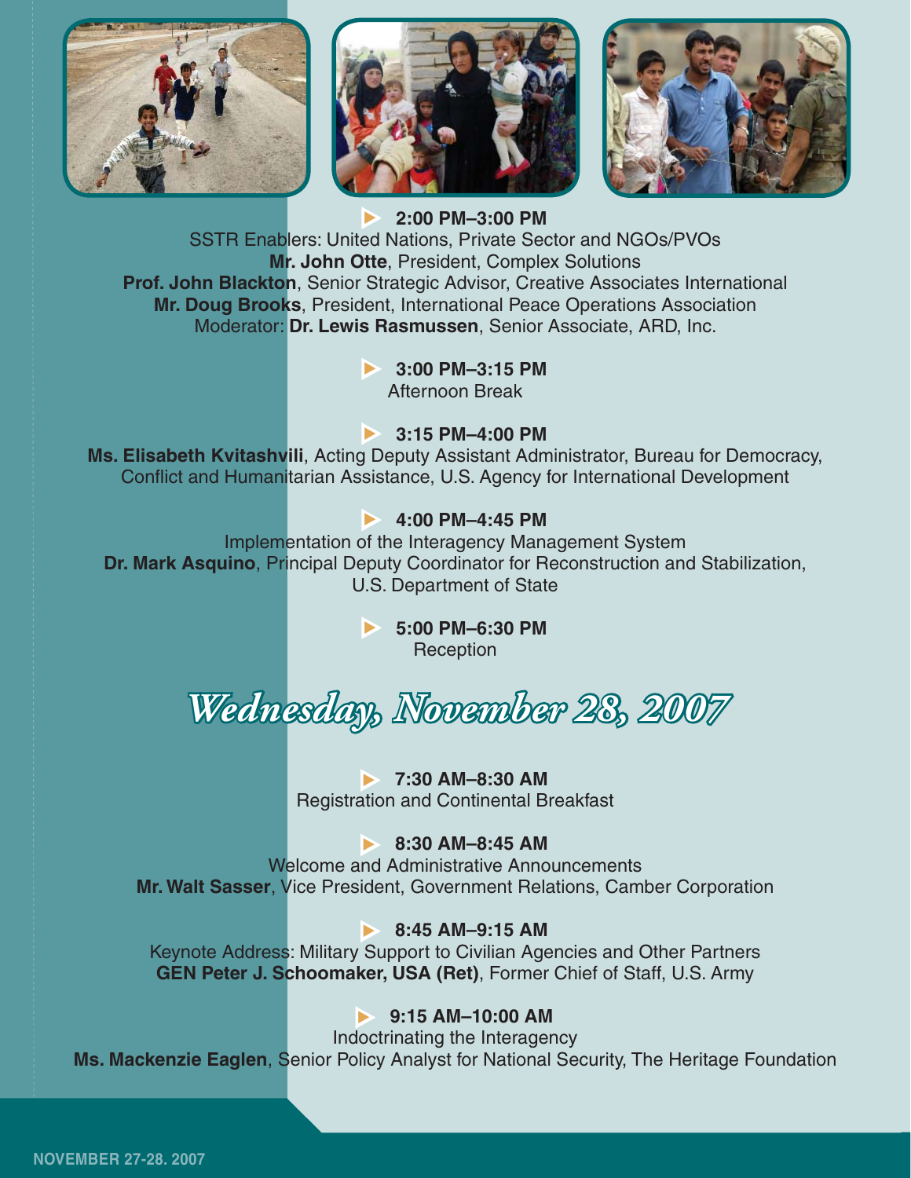**2:00 PM–3:00 PM**
SSTR Enablers: United Nations, Private Sector and NGOs/PVOs
**Mr. John Otte**, President, Complex Solutions
**Prof. John Blackton**, Senior Strategic Advisor, Creative Associates International
**Mr. Doug Brooks**, President, International Peace Operations Association
Moderator: **Dr. Lewis Rasmussen**, Senior Associate, ARD, Inc.

**3:00 PM–3:15 PM**
Afternoon Break

**3:15 PM–4:00 PM**
**Ms. Elisabeth Kvitashvili**, Acting Deputy Assistant Administrator, Bureau for Democracy, Conflict and Humanitarian Assistance, U.S. Agency for International Development

**4:00 PM–4:45 PM**
Implementation of the Interagency Management System
**Dr. Mark Asquino**, Principal Deputy Coordinator for Reconstruction and Stabilization, U.S. Department of State

**5:00 PM–6:30 PM**
Reception

## *Wednesday, November 28, 2007*

**7:30 AM–8:30 AM**
Registration and Continental Breakfast

**8:30 AM–8:45 AM**
Welcome and Administrative Announcements
**Mr. Walt Sasser**, Vice President, Government Relations, Camber Corporation

**8:45 AM–9:15 AM**
Keynote Address: Military Support to Civilian Agencies and Other Partners
**GEN Peter J. Schoomaker, USA (Ret)**, Former Chief of Staff, U.S. Army

**9:15 AM–10:00 AM**
Indoctrinating the Interagency
**Ms. Mackenzie Eaglen**, Senior Policy Analyst for National Security, The Heritage Foundation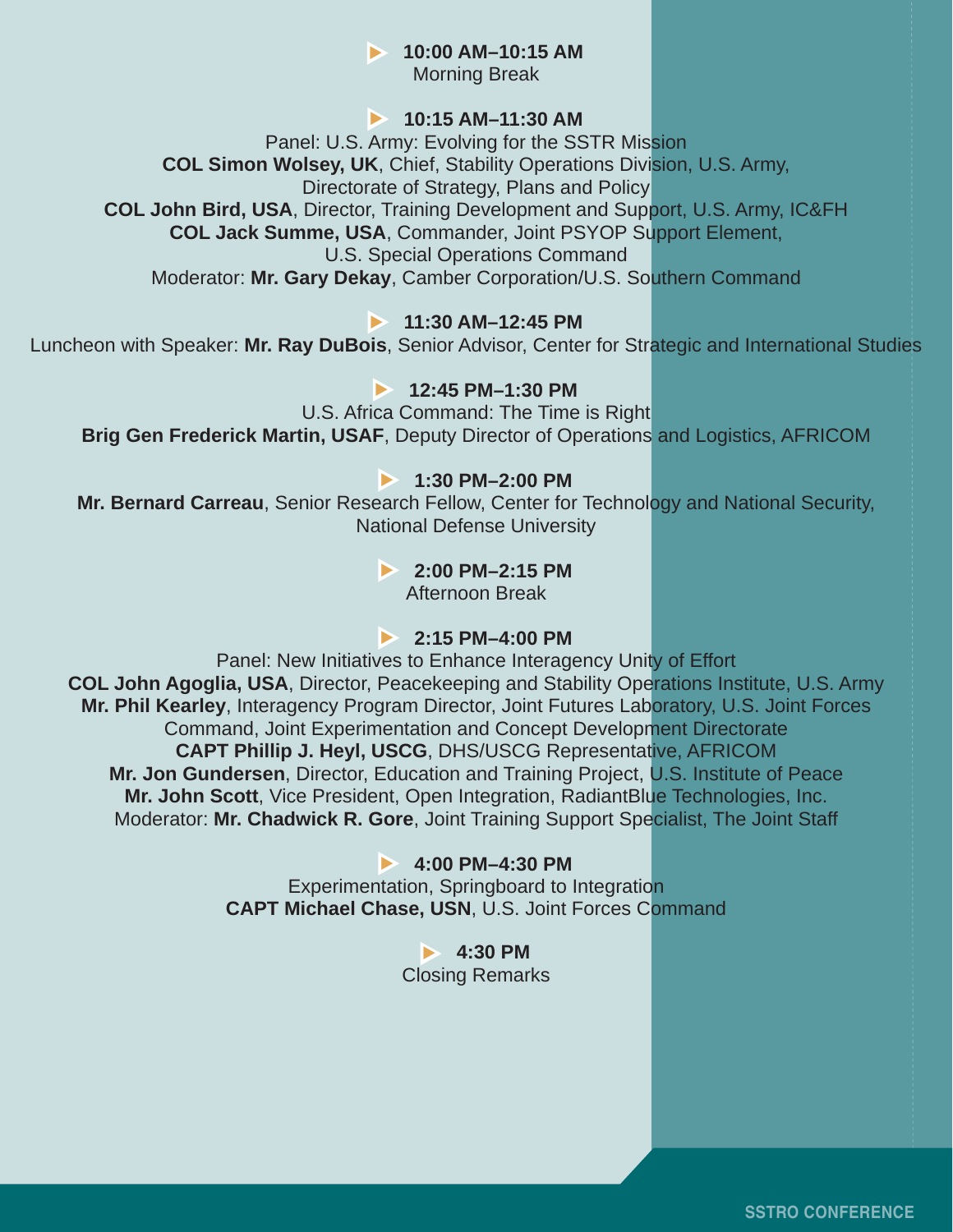**10:00 AM–10:15 AM**
Morning Break

**10:15 AM–11:30 AM**
Panel: U.S. Army: Evolving for the SSTR Mission
**COL Simon Wolsey, UK**, Chief, Stability Operations Division, U.S. Army, Directorate of Strategy, Plans and Policy
**COL John Bird, USA**, Director, Training Development and Support, U.S. Army, IC&FH
**COL Jack Summe, USA**, Commander, Joint PSYOP Support Element, U.S. Special Operations Command
Moderator: **Mr. Gary Dekay**, Camber Corporation/U.S. Southern Command

**11:30 AM–12:45 PM**
Luncheon with Speaker: **Mr. Ray DuBois**, Senior Advisor, Center for Strategic and International Studies

**12:45 PM–1:30 PM**
U.S. Africa Command: The Time is Right
**Brig Gen Frederick Martin, USAF**, Deputy Director of Operations and Logistics, AFRICOM

**1:30 PM–2:00 PM**
**Mr. Bernard Carreau**, Senior Research Fellow, Center for Technology and National Security, National Defense University

**2:00 PM–2:15 PM**
Afternoon Break

**2:15 PM–4:00 PM**
Panel: New Initiatives to Enhance Interagency Unity of Effort
**COL John Agoglia, USA**, Director, Peacekeeping and Stability Operations Institute, U.S. Army
**Mr. Phil Kearley**, Interagency Program Director, Joint Futures Laboratory, U.S. Joint Forces Command, Joint Experimentation and Concept Development Directorate
**CAPT Phillip J. Heyl, USCG**, DHS/USCG Representative, AFRICOM
**Mr. Jon Gundersen**, Director, Education and Training Project, U.S. Institute of Peace
**Mr. John Scott**, Vice President, Open Integration, RadiantBlue Technologies, Inc.
Moderator: **Mr. Chadwick R. Gore**, Joint Training Support Specialist, The Joint Staff

**4:00 PM–4:30 PM**
Experimentation, Springboard to Integration
**CAPT Michael Chase, USN**, U.S. Joint Forces Command

**4:30 PM**
Closing Remarks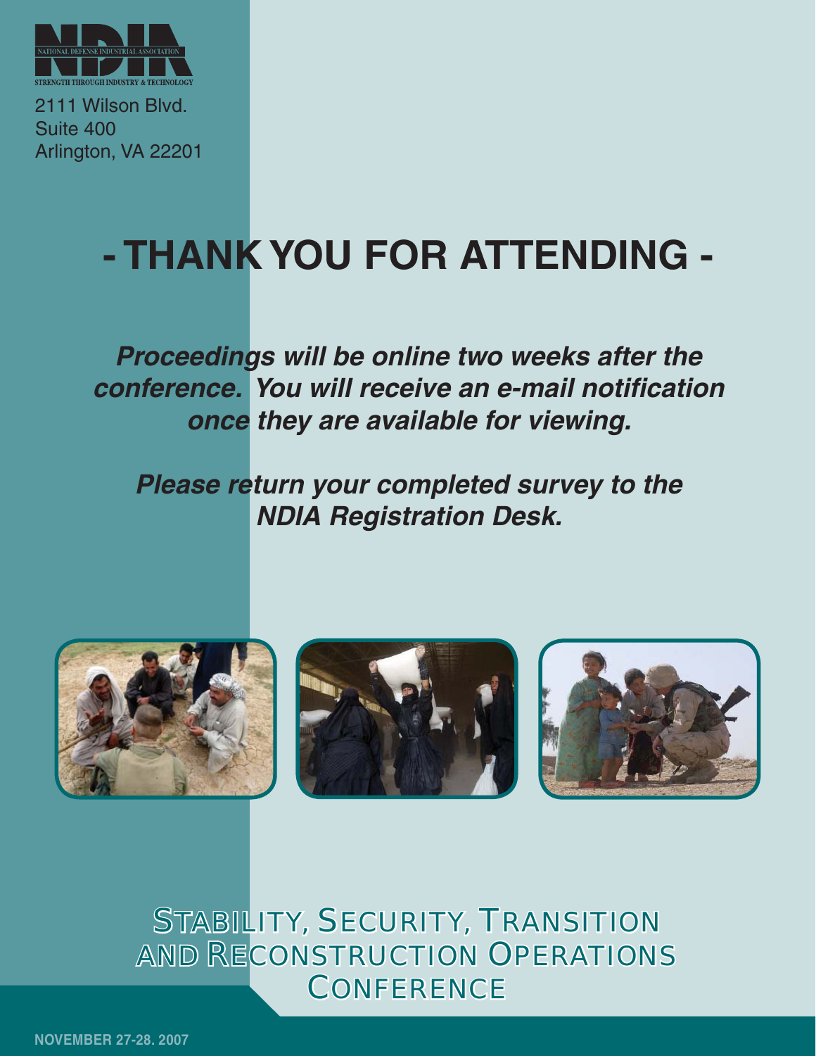NDIA

NATIONAL DEFENSE INDUSTRIAL ASSOCIATION

STRENGTH THROUGH INDUSTRY & TECHNOLOGY

2111 Wilson Blvd.
Suite 400
Arlington, VA 22201

# - THANK YOU FOR ATTENDING -

***Proceedings will be online two weeks after the conference. You will receive an e-mail notification once they are available for viewing.***

***Please return your completed survey to the NDIA Registration Desk.***

## STABILITY, SECURITY, TRANSITION AND RECONSTRUCTION OPERATIONS CONFERENCE

**NOVEMBER 27-28. 2007**